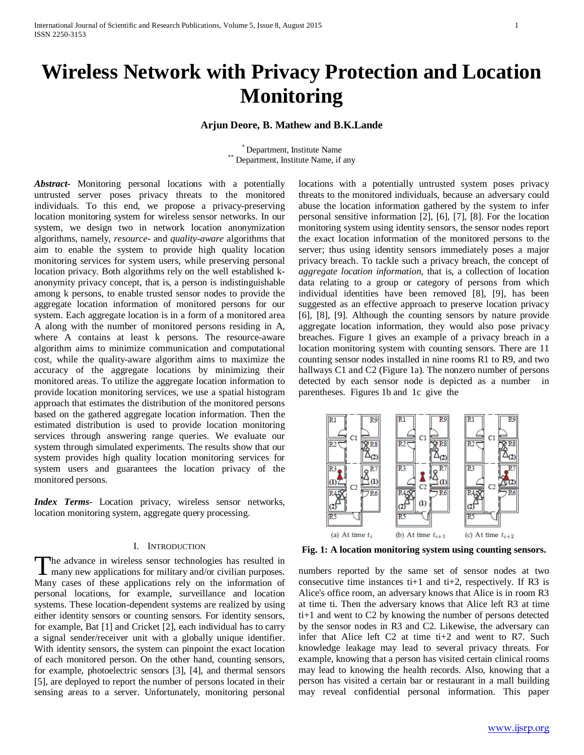# Wireless Network with Privacy Protection and Location Monitoring

**Arjun Deore, B. Mathew and B.K.Lande**

[*] Department, Institute Name
[**] Department, Institute Name, if any

***Abstract-*** Monitoring personal locations with a potentially untrusted server poses privacy threats to the monitored individuals. To this end, we propose a privacy-preserving location monitoring system for wireless sensor networks. In our system, we design two in network location anonymization algorithms, namely, *resource-* and *quality-aware* algorithms that aim to enable the system to provide high quality location monitoring services for system users, while preserving personal location privacy. Both algorithms rely on the well established k-anonymity privacy concept, that is, a person is indistinguishable among k persons, to enable trusted sensor nodes to provide the aggregate location information of monitored persons for our system. Each aggregate location is in a form of a monitored area A along with the number of monitored persons residing in A, where A contains at least k persons. The resource-aware algorithm aims to minimize communication and computational cost, while the quality-aware algorithm aims to maximize the accuracy of the aggregate locations by minimizing their monitored areas. To utilize the aggregate location information to provide location monitoring services, we use a spatial histogram approach that estimates the distribution of the monitored persons based on the gathered aggregate location information. Then the estimated distribution is used to provide location monitoring services through answering range queries. We evaluate our system through simulated experiments. The results show that our system provides high quality location monitoring services for system users and guarantees the location privacy of the monitored persons.

***Index Terms-*** Location privacy, wireless sensor networks, location monitoring system, aggregate query processing.

## I. Introduction

The advance in wireless sensor technologies has resulted in many new applications for military and/or civilian purposes. Many cases of these applications rely on the information of personal locations, for example, surveillance and location systems. These location-dependent systems are realized by using either identity sensors or counting sensors. For identity sensors, for example, Bat [1] and Cricket [2], each individual has to carry a signal sender/receiver unit with a globally unique identifier. With identity sensors, the system can pinpoint the exact location of each monitored person. On the other hand, counting sensors, for example, photoelectric sensors [3], [4], and thermal sensors [5], are deployed to report the number of persons located in their sensing areas to a server. Unfortunately, monitoring personal locations with a potentially untrusted system poses privacy threats to the monitored individuals, because an adversary could abuse the location information gathered by the system to infer personal sensitive information [2], [6], [7], [8]. For the location monitoring system using identity sensors, the sensor nodes report the exact location information of the monitored persons to the server; thus using identity sensors immediately poses a major privacy breach. To tackle such a privacy breach, the concept of *aggregate location information*, that is, a collection of location data relating to a group or category of persons from which individual identities have been removed [8], [9], has been suggested as an effective approach to preserve location privacy [6], [8], [9]. Although the counting sensors by nature provide aggregate location information, they would also pose privacy breaches. Figure 1 gives an example of a privacy breach in a location monitoring system with counting sensors. There are 11 counting sensor nodes installed in nine rooms R1 to R9, and two hallways C1 and C2 (Figure 1a). The nonzero number of persons detected by each sensor node is depicted as a number in parentheses. Figures 1b and 1c give the numbers reported by the same set of sensor nodes at two consecutive time instances ti+1 and ti+2, respectively. If R3 is Alice's office room, an adversary knows that Alice is in room R3 at time ti. Then the adversary knows that Alice left R3 at time ti+1 and went to C2 by knowing the number of persons detected by the sensor nodes in R3 and C2. Likewise, the adversary can infer that Alice left C2 at time ti+2 and went to R7. Such knowledge leakage may lead to several privacy threats. For example, knowing that a person has visited certain clinical rooms may lead to knowing the health records. Also, knowing that a person has visited a certain bar or restaurant in a mall building may reveal confidential personal information. This paper

(a) At time $t_i$ (b) At time $t_{i+1}$ (c) At time $t_{i+2}$

**Fig. 1: A location monitoring system using counting sensors.**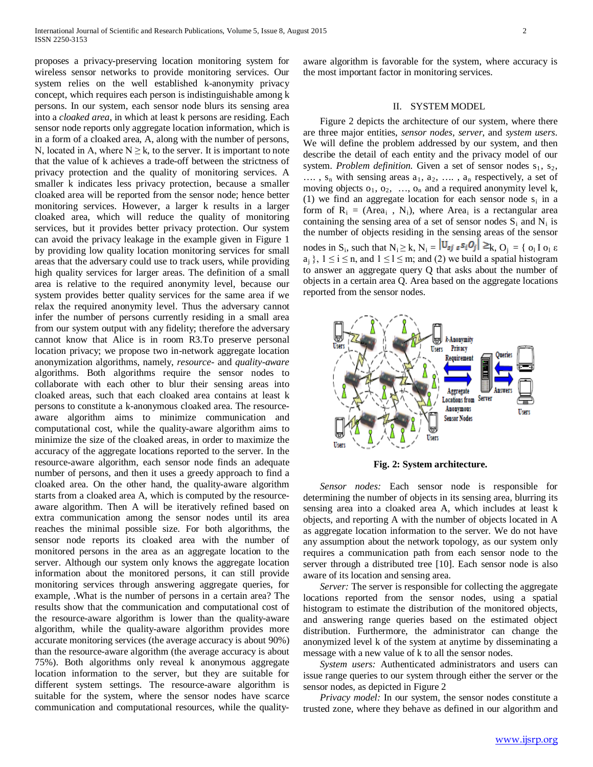proposes a privacy-preserving location monitoring system for wireless sensor networks to provide monitoring services. Our system relies on the well established k-anonymity privacy concept, which requires each person is indistinguishable among k persons. In our system, each sensor node blurs its sensing area into a *cloaked area*, in which at least k persons are residing. Each sensor node reports only aggregate location information, which is in a form of a cloaked area, A, along with the number of persons, N, located in A, where $N \geq k$, to the server. It is important to note that the value of k achieves a trade-off between the strictness of privacy protection and the quality of monitoring services. A smaller k indicates less privacy protection, because a smaller cloaked area will be reported from the sensor node; hence better monitoring services. However, a larger k results in a larger cloaked area, which will reduce the quality of monitoring services, but it provides better privacy protection. Our system can avoid the privacy leakage in the example given in Figure 1 by providing low quality location monitoring services for small areas that the adversary could use to track users, while providing high quality services for larger areas. The definition of a small area is relative to the required anonymity level, because our system provides better quality services for the same area if we relax the required anonymity level. Thus the adversary cannot infer the number of persons currently residing in a small area from our system output with any fidelity; therefore the adversary cannot know that Alice is in room R3.To preserve personal location privacy; we propose two in-network aggregate location anonymization algorithms, namely, *resource-* and *quality-aware* algorithms. Both algorithms require the sensor nodes to collaborate with each other to blur their sensing areas into cloaked areas, such that each cloaked area contains at least k persons to constitute a k-anonymous cloaked area. The resource-aware algorithm aims to minimize communication and computational cost, while the quality-aware algorithm aims to minimize the size of the cloaked areas, in order to maximize the accuracy of the aggregate locations reported to the server. In the resource-aware algorithm, each sensor node finds an adequate number of persons, and then it uses a greedy approach to find a cloaked area. On the other hand, the quality-aware algorithm starts from a cloaked area A, which is computed by the resource-aware algorithm. Then A will be iteratively refined based on extra communication among the sensor nodes until its area reaches the minimal possible size. For both algorithms, the sensor node reports its cloaked area with the number of monitored persons in the area as an aggregate location to the server. Although our system only knows the aggregate location information about the monitored persons, it can still provide monitoring services through answering aggregate queries, for example, .What is the number of persons in a certain area? The results show that the communication and computational cost of the resource-aware algorithm is lower than the quality-aware algorithm, while the quality-aware algorithm provides more accurate monitoring services (the average accuracy is about 90%) than the resource-aware algorithm (the average accuracy is about 75%). Both algorithms only reveal k anonymous aggregate location information to the server, but they are suitable for different system settings. The resource-aware algorithm is suitable for the system, where the sensor nodes have scarce communication and computational resources, while the quality-aware algorithm is favorable for the system, where accuracy is the most important factor in monitoring services.

## II. SYSTEM MODEL

Figure 2 depicts the architecture of our system, where there are three major entities, *sensor nodes*, *server*, and *system users*. We will define the problem addressed by our system, and then describe the detail of each entity and the privacy model of our system. *Problem definition.* Given a set of sensor nodes $s_1$, $s_2$, …. , $s_n$ with sensing areas $a_1$, $a_2$, …. , $a_n$ respectively, a set of moving objects $o_1$, $o_2$, …, $o_n$ and a required anonymity level k, (1) we find an aggregate location for each sensor node $s_i$ in a form of $R_i$ = ($Area_i$ , $N_i$), where $Area_i$ is a rectangular area containing the sensing area of a set of sensor nodes $S_i$ and $N_i$ is the number of objects residing in the sensing areas of the sensor nodes in $S_i$, such that $N_i \geq k$, $N_i = |\bigcup_{sj \in S_i} O_j| \geq k$, $O_j$ = { $o_l$ I $o_l$ ε $a_j$ }, $1 \leq i \leq n$, and $1 \leq l \leq m$; and (2) we build a spatial histogram to answer an aggregate query Q that asks about the number of objects in a certain area Q. Area based on the aggregate locations reported from the sensor nodes.

**Fig. 2: System architecture.**

*Sensor nodes:* Each sensor node is responsible for determining the number of objects in its sensing area, blurring its sensing area into a cloaked area A, which includes at least k objects, and reporting A with the number of objects located in A as aggregate location information to the server. We do not have any assumption about the network topology, as our system only requires a communication path from each sensor node to the server through a distributed tree [10]. Each sensor node is also aware of its location and sensing area.

*Server:* The server is responsible for collecting the aggregate locations reported from the sensor nodes, using a spatial histogram to estimate the distribution of the monitored objects, and answering range queries based on the estimated object distribution. Furthermore, the administrator can change the anonymized level k of the system at anytime by disseminating a message with a new value of k to all the sensor nodes.

*System users:* Authenticated administrators and users can issue range queries to our system through either the server or the sensor nodes, as depicted in Figure 2

*Privacy model:* In our system, the sensor nodes constitute a trusted zone, where they behave as defined in our algorithm and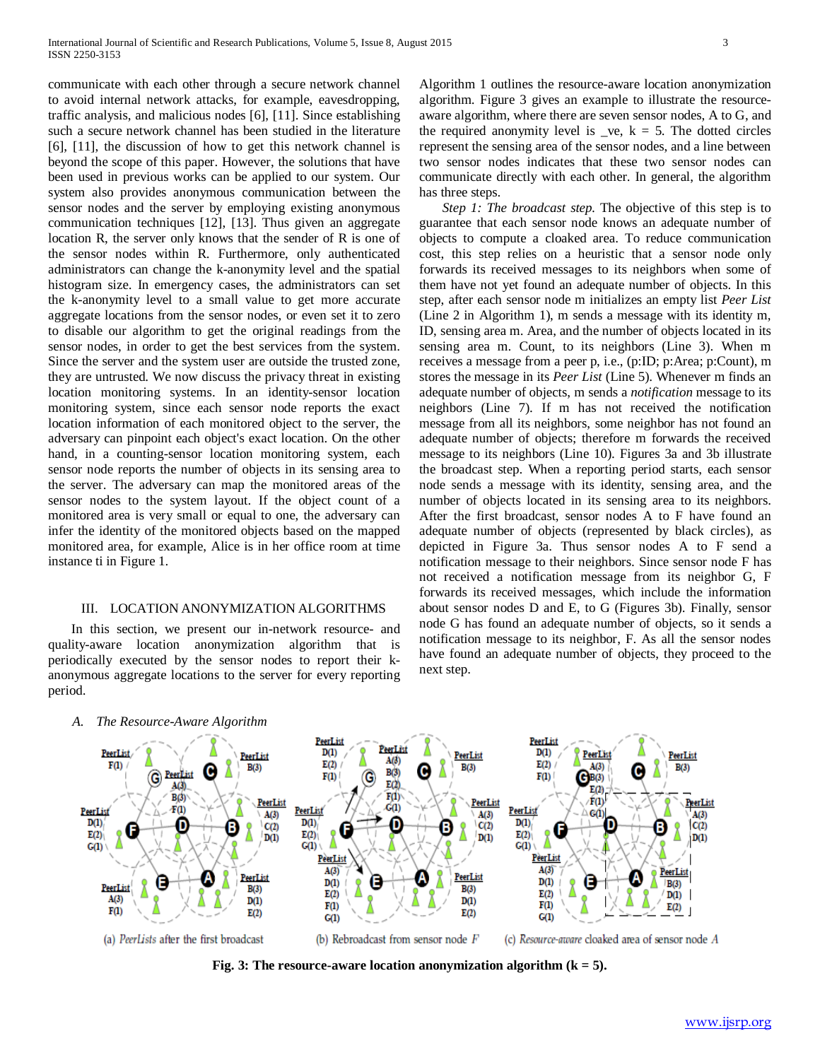communicate with each other through a secure network channel to avoid internal network attacks, for example, eavesdropping, traffic analysis, and malicious nodes [6], [11]. Since establishing such a secure network channel has been studied in the literature [6], [11], the discussion of how to get this network channel is beyond the scope of this paper. However, the solutions that have been used in previous works can be applied to our system. Our system also provides anonymous communication between the sensor nodes and the server by employing existing anonymous communication techniques [12], [13]. Thus given an aggregate location R, the server only knows that the sender of R is one of the sensor nodes within R. Furthermore, only authenticated administrators can change the k-anonymity level and the spatial histogram size. In emergency cases, the administrators can set the k-anonymity level to a small value to get more accurate aggregate locations from the sensor nodes, or even set it to zero to disable our algorithm to get the original readings from the sensor nodes, in order to get the best services from the system. Since the server and the system user are outside the trusted zone, they are untrusted. We now discuss the privacy threat in existing location monitoring systems. In an identity-sensor location monitoring system, since each sensor node reports the exact location information of each monitored object to the server, the adversary can pinpoint each object's exact location. On the other hand, in a counting-sensor location monitoring system, each sensor node reports the number of objects in its sensing area to the server. The adversary can map the monitored areas of the sensor nodes to the system layout. If the object count of a monitored area is very small or equal to one, the adversary can infer the identity of the monitored objects based on the mapped monitored area, for example, Alice is in her office room at time instance ti in Figure 1.

## III. LOCATION ANONYMIZATION ALGORITHMS

In this section, we present our in-network resource- and quality-aware location anonymization algorithm that is periodically executed by the sensor nodes to report their k-anonymous aggregate locations to the server for every reporting period.

### A. *The Resource-Aware Algorithm*

Algorithm 1 outlines the resource-aware location anonymization algorithm. Figure 3 gives an example to illustrate the resource-aware algorithm, where there are seven sensor nodes, A to G, and the required anonymity level is _ve, k = 5. The dotted circles represent the sensing area of the sensor nodes, and a line between two sensor nodes indicates that these two sensor nodes can communicate directly with each other. In general, the algorithm has three steps.

*Step 1: The broadcast step.* The objective of this step is to guarantee that each sensor node knows an adequate number of objects to compute a cloaked area. To reduce communication cost, this step relies on a heuristic that a sensor node only forwards its received messages to its neighbors when some of them have not yet found an adequate number of objects. In this step, after each sensor node m initializes an empty list *Peer List* (Line 2 in Algorithm 1), m sends a message with its identity m, ID, sensing area m. Area, and the number of objects located in its sensing area m. Count, to its neighbors (Line 3). When m receives a message from a peer p, i.e., (p:ID; p:Area; p:Count), m stores the message in its *Peer List* (Line 5). Whenever m finds an adequate number of objects, m sends a *notification* message to its neighbors (Line 7). If m has not received the notification message from all its neighbors, some neighbor has not found an adequate number of objects; therefore m forwards the received message to its neighbors (Line 10). Figures 3a and 3b illustrate the broadcast step. When a reporting period starts, each sensor node sends a message with its identity, sensing area, and the number of objects located in its sensing area to its neighbors. After the first broadcast, sensor nodes A to F have found an adequate number of objects (represented by black circles), as depicted in Figure 3a. Thus sensor nodes A to F send a notification message to their neighbors. Since sensor node F has not received a notification message from its neighbor G, F forwards its received messages, which include the information about sensor nodes D and E, to G (Figures 3b). Finally, sensor node G has found an adequate number of objects, so it sends a notification message to its neighbor, F. As all the sensor nodes have found an adequate number of objects, they proceed to the next step.

(a) *PeerLists* after the first broadcast (b) Rebroadcast from sensor node *F* (c) *Resource-aware* cloaked area of sensor node *A*

**Fig. 3: The resource-aware location anonymization algorithm (k = 5).**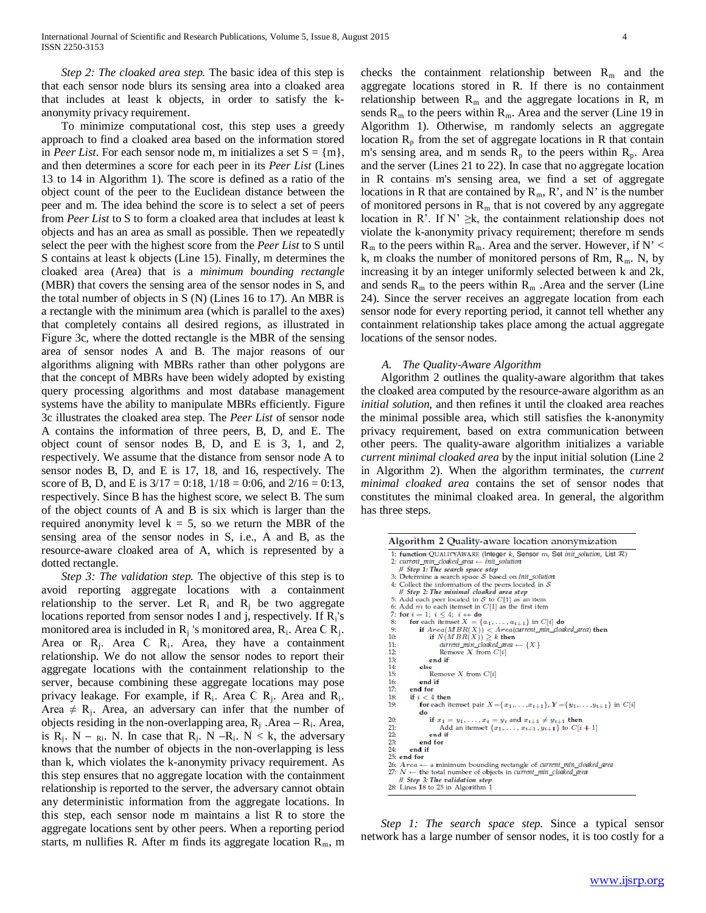*Step 2: The cloaked area step.* The basic idea of this step is that each sensor node blurs its sensing area into a cloaked area that includes at least k objects, in order to satisfy the k-anonymity privacy requirement.

To minimize computational cost, this step uses a greedy approach to find a cloaked area based on the information stored in *Peer List*. For each sensor node m, m initializes a set S = {m}, and then determines a score for each peer in its *Peer List* (Lines 13 to 14 in Algorithm 1). The score is defined as a ratio of the object count of the peer to the Euclidean distance between the peer and m. The idea behind the score is to select a set of peers from *Peer List* to S to form a cloaked area that includes at least k objects and has an area as small as possible. Then we repeatedly select the peer with the highest score from the *Peer List* to S until S contains at least k objects (Line 15). Finally, m determines the cloaked area (Area) that is a *minimum bounding rectangle* (MBR) that covers the sensing area of the sensor nodes in S, and the total number of objects in S (N) (Lines 16 to 17). An MBR is a rectangle with the minimum area (which is parallel to the axes) that completely contains all desired regions, as illustrated in Figure 3c, where the dotted rectangle is the MBR of the sensing area of sensor nodes A and B. The major reasons of our algorithms aligning with MBRs rather than other polygons are that the concept of MBRs have been widely adopted by existing query processing algorithms and most database management systems have the ability to manipulate MBRs efficiently. Figure 3c illustrates the cloaked area step. The *Peer List* of sensor node A contains the information of three peers, B, D, and E. The object count of sensor nodes B, D, and E is 3, 1, and 2, respectively. We assume that the distance from sensor node A to sensor nodes B, D, and E is 17, 18, and 16, respectively. The score of B, D, and E is 3/17 = 0:18, 1/18 = 0:06, and 2/16 = 0:13, respectively. Since B has the highest score, we select B. The sum of the object counts of A and B is six which is larger than the required anonymity level k = 5, so we return the MBR of the sensing area of the sensor nodes in S, i.e., A and B, as the resource-aware cloaked area of A, which is represented by a dotted rectangle.

*Step 3: The validation step.* The objective of this step is to avoid reporting aggregate locations with a containment relationship to the server. Let $R_i$ and $R_j$ be two aggregate locations reported from sensor nodes I and j, respectively. If $R_i$'s monitored area is included in $R_j$ 's monitored area, $R_i$. Area C $R_j$. Area or $R_j$. Area C $R_i$. Area, they have a containment relationship. We do not allow the sensor nodes to report their aggregate locations with the containment relationship to the server, because combining these aggregate locations may pose privacy leakage. For example, if $R_i$. Area C $R_j$. Area and $R_i$. Area ≠ $R_j$. Area, an adversary can infer that the number of objects residing in the non-overlapping area, $R_j$ .Area – $R_i$. Area, is $R_j$. N – $_{Ri}$. N. In case that $R_j$. N –$R_i$. N < k, the adversary knows that the number of objects in the non-overlapping is less than k, which violates the k-anonymity privacy requirement. As this step ensures that no aggregate location with the containment relationship is reported to the server, the adversary cannot obtain any deterministic information from the aggregate locations. In this step, each sensor node m maintains a list R to store the aggregate locations sent by other peers. When a reporting period starts, m nullifies R. After m finds its aggregate location $R_m$, m checks the containment relationship between $R_m$ and the aggregate locations stored in R. If there is no containment relationship between $R_m$ and the aggregate locations in R, m sends $R_m$ to the peers within $R_m$. Area and the server (Line 19 in Algorithm 1). Otherwise, m randomly selects an aggregate location $R_p$ from the set of aggregate locations in R that contain m's sensing area, and m sends $R_p$ to the peers within $R_p$. Area and the server (Lines 21 to 22). In case that no aggregate location in R contains m's sensing area, we find a set of aggregate locations in R that are contained by $R_m$, R', and N' is the number of monitored persons in $R_m$ that is not covered by any aggregate location in R'. If N' ≥k, the containment relationship does not violate the k-anonymity privacy requirement; therefore m sends $R_m$ to the peers within $R_m$. Area and the server. However, if N' < k, m cloaks the number of monitored persons of Rm, $R_m$. N, by increasing it by an integer uniformly selected between k and 2k, and sends $R_m$ to the peers within $R_m$ .Area and the server (Line 24). Since the server receives an aggregate location from each sensor node for every reporting period, it cannot tell whether any containment relationship takes place among the actual aggregate locations of the sensor nodes.

## A. The Quality-Aware Algorithm

Algorithm 2 outlines the quality-aware algorithm that takes the cloaked area computed by the resource-aware algorithm as an *initial solution*, and then refines it until the cloaked area reaches the minimal possible area, which still satisfies the k-anonymity privacy requirement, based on extra communication between other peers. The quality-aware algorithm initializes a variable *current minimal cloaked area* by the input initial solution (Line 2 in Algorithm 2). When the algorithm terminates, the *current minimal cloaked area* contains the set of sensor nodes that constitutes the minimal cloaked area. In general, the algorithm has three steps.

**Algorithm 2** Quality-aware location anonymization

```
1: function QUALITYAWARE (Integer k, Sensor m, Set init_solution, List R)
2:   current_min_cloaked_area ← init_solution
     // Step 1: The search space step
3:   Determine a search space S based on init_solution
4:   Collect the information of the peers located in S
     // Step 2: The minimal cloaked area step
5:   Add each peer located in S to C[1] as an item
6:   Add m to each itemset in C[1] as the first item
7:   for i = 1; i ≤ 4; i ++ do
8:     for each itemset X = {a_1, ..., a_{i+1}} in C[i] do
9:       if Area(MBR(X)) < Area(current_min_cloaked_area) then
10:        if N(MBR(X)) ≥ k then
11:          current_min_cloaked_area ← {X}
12:          Remove X from C[i]
13:        end if
14:      else
15:        Remove X from C[i]
16:      end if
17:    end for
18:    if i < 4 then
19:      for each itemset pair X={x_1,...,x_{i+1}}, Y={y_1,...,y_{i+1}} in C[i] do
20:        if x_1 = y_1, ..., x_i = y_i and x_{i+1} ≠ y_{i+1} then
21:          Add an itemset {x_1, ..., x_{i+1}, y_{i+1}} to C[i + 1]
22:        end if
23:      end for
24:    end if
25:  end for
26:  Area ← a minimum bounding rectangle of current_min_cloaked_area
27:  N ← the total number of objects in current_min_cloaked_area
     // Step 3: The validation step
28:  Lines 18 to 25 in Algorithm 1
```

*Step 1: The search space step.* Since a typical sensor network has a large number of sensor nodes, it is too costly for a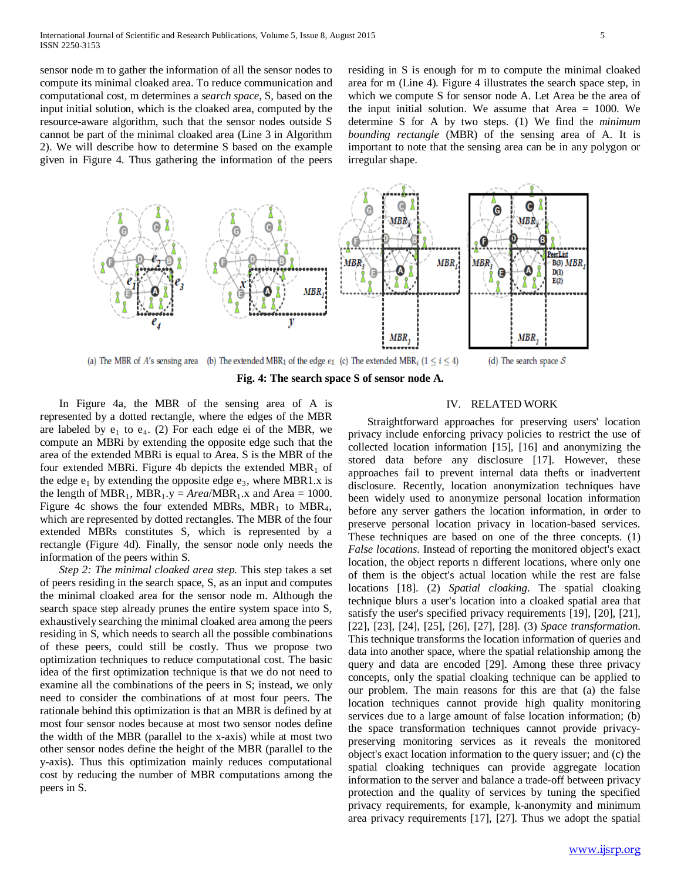sensor node m to gather the information of all the sensor nodes to compute its minimal cloaked area. To reduce communication and computational cost, m determines a *search space*, S, based on the input initial solution, which is the cloaked area, computed by the resource-aware algorithm, such that the sensor nodes outside S cannot be part of the minimal cloaked area (Line 3 in Algorithm 2). We will describe how to determine S based on the example given in Figure 4. Thus gathering the information of the peers residing in S is enough for m to compute the minimal cloaked area for m (Line 4). Figure 4 illustrates the search space step, in which we compute S for sensor node A. Let Area be the area of the input initial solution. We assume that Area = 1000. We determine S for A by two steps. (1) We find the *minimum bounding rectangle* (MBR) of the sensing area of A. It is important to note that the sensing area can be in any polygon or irregular shape.

(a) The MBR of A's sensing area (b) The extended $MBR_1$ of the edge $e_1$ (c) The extended $MBR_i$ $(1 \le i \le 4)$ (d) The search space S

**Fig. 4: The search space S of sensor node A.**

In Figure 4a, the MBR of the sensing area of A is represented by a dotted rectangle, where the edges of the MBR are labeled by $e_1$ to $e_4$. (2) For each edge ei of the MBR, we compute an MBRi by extending the opposite edge such that the area of the extended MBRi is equal to Area. S is the MBR of the four extended MBRi. Figure 4b depicts the extended $MBR_1$ of the edge $e_1$ by extending the opposite edge $e_3$, where MBR1.x is the length of $MBR_1$, $MBR_1.y = Area/MBR_1.x$ and Area = 1000. Figure 4c shows the four extended MBRs, $MBR_1$ to $MBR_4$, which are represented by dotted rectangles. The MBR of the four extended MBRs constitutes S, which is represented by a rectangle (Figure 4d). Finally, the sensor node only needs the information of the peers within S.

*Step 2: The minimal cloaked area step.* This step takes a set of peers residing in the search space, S, as an input and computes the minimal cloaked area for the sensor node m. Although the search space step already prunes the entire system space into S, exhaustively searching the minimal cloaked area among the peers residing in S, which needs to search all the possible combinations of these peers, could still be costly. Thus we propose two optimization techniques to reduce computational cost. The basic idea of the first optimization technique is that we do not need to examine all the combinations of the peers in S; instead, we only need to consider the combinations of at most four peers. The rationale behind this optimization is that an MBR is defined by at most four sensor nodes because at most two sensor nodes define the width of the MBR (parallel to the x-axis) while at most two other sensor nodes define the height of the MBR (parallel to the y-axis). Thus this optimization mainly reduces computational cost by reducing the number of MBR computations among the peers in S.

## IV. RELATED WORK

Straightforward approaches for preserving users' location privacy include enforcing privacy policies to restrict the use of collected location information [15], [16] and anonymizing the stored data before any disclosure [17]. However, these approaches fail to prevent internal data thefts or inadvertent disclosure. Recently, location anonymization techniques have been widely used to anonymize personal location information before any server gathers the location information, in order to preserve personal location privacy in location-based services. These techniques are based on one of the three concepts. (1) *False locations*. Instead of reporting the monitored object's exact location, the object reports n different locations, where only one of them is the object's actual location while the rest are false locations [18]. (2) *Spatial cloaking*. The spatial cloaking technique blurs a user's location into a cloaked spatial area that satisfy the user's specified privacy requirements [19], [20], [21], [22], [23], [24], [25], [26], [27], [28]. (3) *Space transformation*. This technique transforms the location information of queries and data into another space, where the spatial relationship among the query and data are encoded [29]. Among these three privacy concepts, only the spatial cloaking technique can be applied to our problem. The main reasons for this are that (a) the false location techniques cannot provide high quality monitoring services due to a large amount of false location information; (b) the space transformation techniques cannot provide privacy-preserving monitoring services as it reveals the monitored object's exact location information to the query issuer; and (c) the spatial cloaking techniques can provide aggregate location information to the server and balance a trade-off between privacy protection and the quality of services by tuning the specified privacy requirements, for example, k-anonymity and minimum area privacy requirements [17], [27]. Thus we adopt the spatial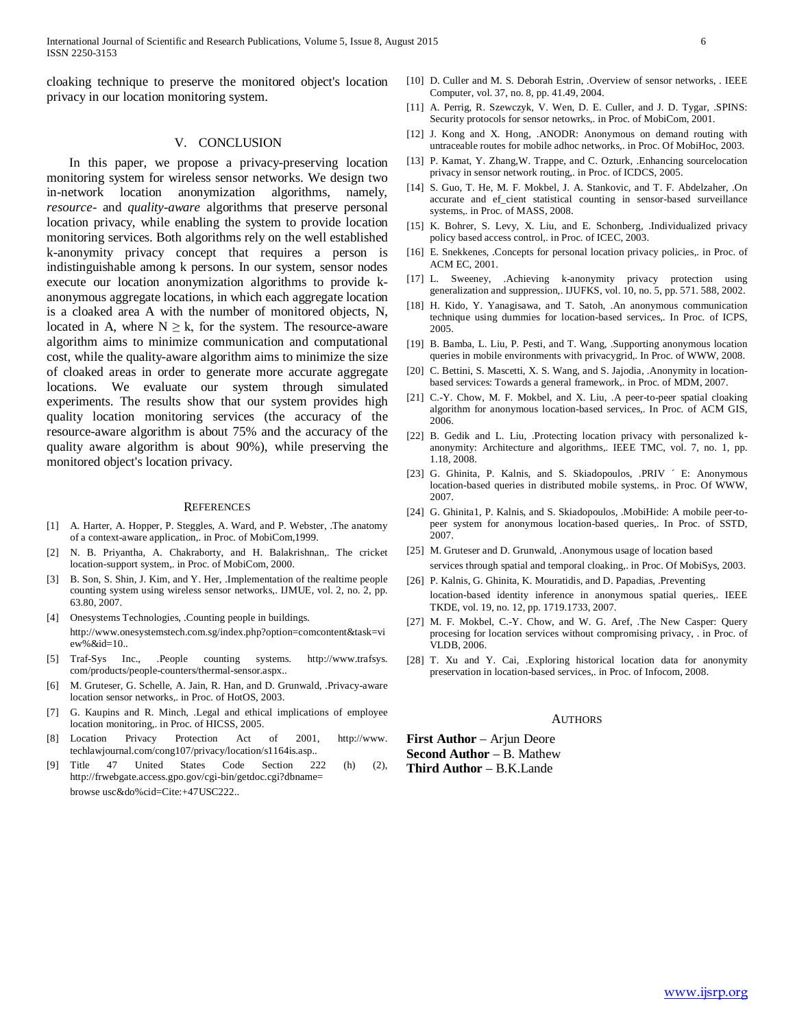cloaking technique to preserve the monitored object's location privacy in our location monitoring system.

## V. CONCLUSION

In this paper, we propose a privacy-preserving location monitoring system for wireless sensor networks. We design two in-network location anonymization algorithms, namely, *resource*- and *quality-aware* algorithms that preserve personal location privacy, while enabling the system to provide location monitoring services. Both algorithms rely on the well established k-anonymity privacy concept that requires a person is indistinguishable among k persons. In our system, sensor nodes execute our location anonymization algorithms to provide k-anonymous aggregate locations, in which each aggregate location is a cloaked area A with the number of monitored objects, N, located in A, where $N \geq k$, for the system. The resource-aware algorithm aims to minimize communication and computational cost, while the quality-aware algorithm aims to minimize the size of cloaked areas in order to generate more accurate aggregate locations. We evaluate our system through simulated experiments. The results show that our system provides high quality location monitoring services (the accuracy of the resource-aware algorithm is about 75% and the accuracy of the quality aware algorithm is about 90%), while preserving the monitored object's location privacy.

## REFERENCES

[1] A. Harter, A. Hopper, P. Steggles, A. Ward, and P. Webster, .The anatomy of a context-aware application,. in Proc. of MobiCom,1999.

[2] N. B. Priyantha, A. Chakraborty, and H. Balakrishnan,. The cricket location-support system,. in Proc. of MobiCom, 2000.

[3] B. Son, S. Shin, J. Kim, and Y. Her, .Implementation of the realtime people counting system using wireless sensor networks,. IJMUE, vol. 2, no. 2, pp. 63.80, 2007.

[4] Onesystems Technologies, .Counting people in buildings. http://www.onesystemstech.com.sg/index.php?option=comcontent&task=view%&id=10..

[5] Traf-Sys Inc., .People counting systems. http://www.trafsys.com/products/people-counters/thermal-sensor.aspx..

[6] M. Gruteser, G. Schelle, A. Jain, R. Han, and D. Grunwald, .Privacy-aware location sensor networks,. in Proc. of HotOS, 2003.

[7] G. Kaupins and R. Minch, .Legal and ethical implications of employee location monitoring,. in Proc. of HICSS, 2005.

[8] Location Privacy Protection Act of 2001, http://www.techlawjournal.com/cong107/privacy/location/s1164is.asp..

[9] Title 47 United States Code Section 222 (h) (2), http://frwebgate.access.gpo.gov/cgi-bin/getdoc.cgi?dbname= browse usc&do%cid=Cite:+47USC222..

[10] D. Culler and M. S. Deborah Estrin, .Overview of sensor networks, . IEEE Computer, vol. 37, no. 8, pp. 41.49, 2004.

[11] A. Perrig, R. Szewczyk, V. Wen, D. E. Culler, and J. D. Tygar, .SPINS: Security protocols for sensor netowrks,. in Proc. of MobiCom, 2001.

[12] J. Kong and X. Hong, .ANODR: Anonymous on demand routing with untraceable routes for mobile adhoc networks,. in Proc. Of MobiHoc, 2003.

[13] P. Kamat, Y. Zhang,W. Trappe, and C. Ozturk, .Enhancing sourcelocation privacy in sensor network routing,. in Proc. of ICDCS, 2005.

[14] S. Guo, T. He, M. F. Mokbel, J. A. Stankovic, and T. F. Abdelzaher, .On accurate and ef_cient statistical counting in sensor-based surveillance systems,. in Proc. of MASS, 2008.

[15] K. Bohrer, S. Levy, X. Liu, and E. Schonberg, .Individualized privacy policy based access control,. in Proc. of ICEC, 2003.

[16] E. Snekkenes, .Concepts for personal location privacy policies,. in Proc. of ACM EC, 2001.

[17] L. Sweeney, .Achieving k-anonymity privacy protection using generalization and suppression,. IJUFKS, vol. 10, no. 5, pp. 571. 588, 2002.

[18] H. Kido, Y. Yanagisawa, and T. Satoh, .An anonymous communication technique using dummies for location-based services,. In Proc. of ICPS, 2005.

[19] B. Bamba, L. Liu, P. Pesti, and T. Wang, .Supporting anonymous location queries in mobile environments with privacygrid,. In Proc. of WWW, 2008.

[20] C. Bettini, S. Mascetti, X. S. Wang, and S. Jajodia, .Anonymity in location-based services: Towards a general framework,. in Proc. of MDM, 2007.

[21] C.-Y. Chow, M. F. Mokbel, and X. Liu, .A peer-to-peer spatial cloaking algorithm for anonymous location-based services,. In Proc. of ACM GIS, 2006.

[22] B. Gedik and L. Liu, .Protecting location privacy with personalized k-anonymity: Architecture and algorithms,. IEEE TMC, vol. 7, no. 1, pp. 1.18, 2008.

[23] G. Ghinita, P. Kalnis, and S. Skiadopoulos, .PRIV ´ E: Anonymous location-based queries in distributed mobile systems,. in Proc. Of WWW, 2007.

[24] G. Ghinita1, P. Kalnis, and S. Skiadopoulos, .MobiHide: A mobile peer-to-peer system for anonymous location-based queries,. In Proc. of SSTD, 2007.

[25] M. Gruteser and D. Grunwald, .Anonymous usage of location based services through spatial and temporal cloaking,. in Proc. Of MobiSys, 2003.

[26] P. Kalnis, G. Ghinita, K. Mouratidis, and D. Papadias, .Preventing location-based identity inference in anonymous spatial queries,. IEEE TKDE, vol. 19, no. 12, pp. 1719.1733, 2007.

[27] M. F. Mokbel, C.-Y. Chow, and W. G. Aref, .The New Casper: Query procesing for location services without compromising privacy, . in Proc. of VLDB, 2006.

[28] T. Xu and Y. Cai, .Exploring historical location data for anonymity preservation in location-based services,. in Proc. of Infocom, 2008.

## AUTHORS

**First Author** – Arjun Deore
**Second Author** – B. Mathew
**Third Author** – B.K.Lande